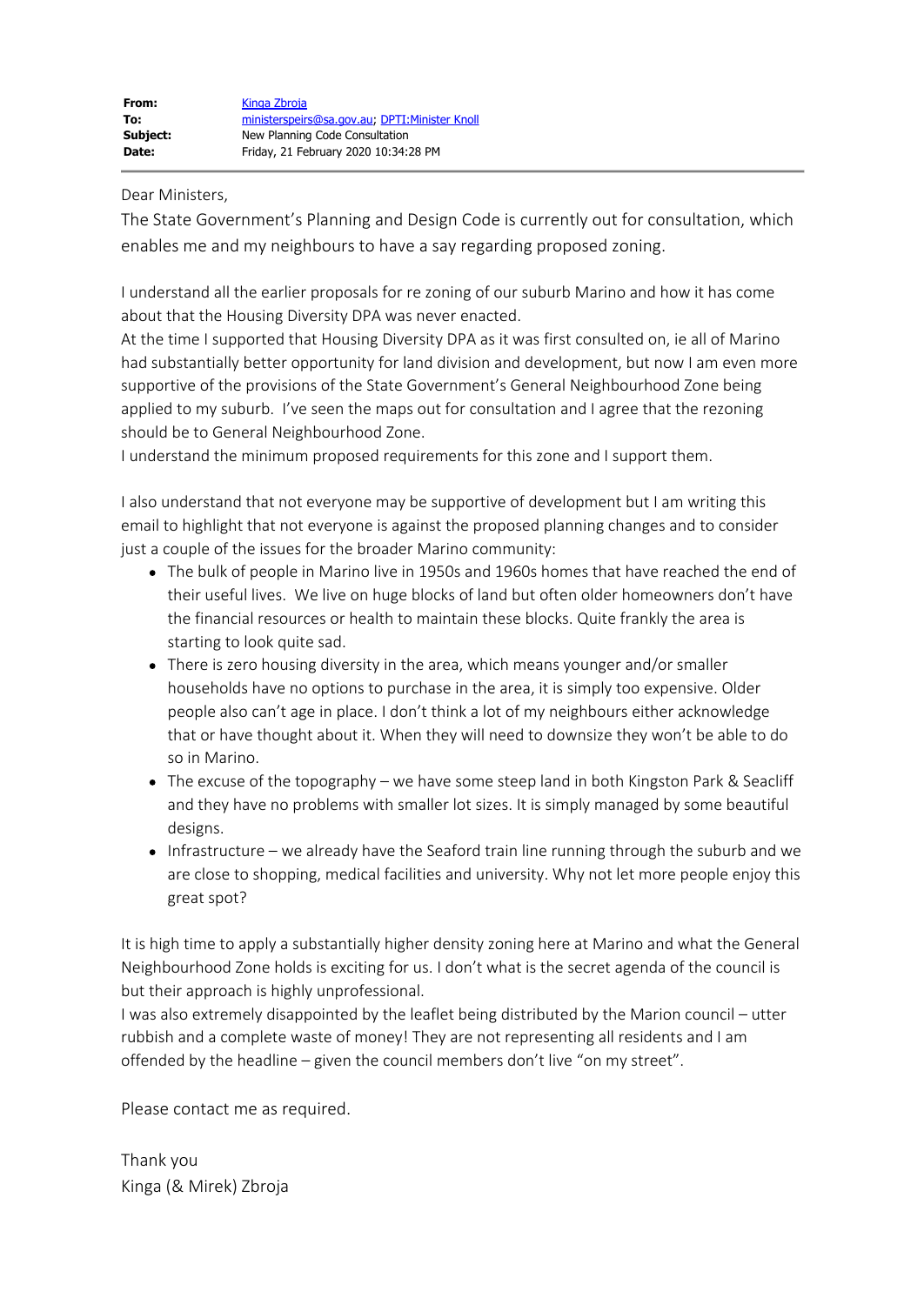| | |
|---|---|
| **From:** | Kinga Zbroja |
| **To:** | ministerspeirs@sa.gov.au; DPTI:Minister Knoll |
| **Subject:** | New Planning Code Consultation |
| **Date:** | Friday, 21 February 2020 10:34:28 PM |

Dear Ministers,

The State Government's Planning and Design Code is currently out for consultation, which enables me and my neighbours to have a say regarding proposed zoning.

I understand all the earlier proposals for re zoning of our suburb Marino and how it has come about that the Housing Diversity DPA was never enacted.

At the time I supported that Housing Diversity DPA as it was first consulted on, ie all of Marino had substantially better opportunity for land division and development, but now I am even more supportive of the provisions of the State Government's General Neighbourhood Zone being applied to my suburb. I've seen the maps out for consultation and I agree that the rezoning should be to General Neighbourhood Zone.

I understand the minimum proposed requirements for this zone and I support them.

I also understand that not everyone may be supportive of development but I am writing this email to highlight that not everyone is against the proposed planning changes and to consider just a couple of the issues for the broader Marino community:

- The bulk of people in Marino live in 1950s and 1960s homes that have reached the end of their useful lives. We live on huge blocks of land but often older homeowners don't have the financial resources or health to maintain these blocks. Quite frankly the area is starting to look quite sad.
- There is zero housing diversity in the area, which means younger and/or smaller households have no options to purchase in the area, it is simply too expensive. Older people also can't age in place. I don't think a lot of my neighbours either acknowledge that or have thought about it. When they will need to downsize they won't be able to do so in Marino.
- The excuse of the topography – we have some steep land in both Kingston Park & Seacliff and they have no problems with smaller lot sizes. It is simply managed by some beautiful designs.
- Infrastructure – we already have the Seaford train line running through the suburb and we are close to shopping, medical facilities and university. Why not let more people enjoy this great spot?

It is high time to apply a substantially higher density zoning here at Marino and what the General Neighbourhood Zone holds is exciting for us. I don't what is the secret agenda of the council is but their approach is highly unprofessional.

I was also extremely disappointed by the leaflet being distributed by the Marion council – utter rubbish and a complete waste of money! They are not representing all residents and I am offended by the headline – given the council members don't live "on my street".

Please contact me as required.

Thank you

Kinga (& Mirek) Zbroja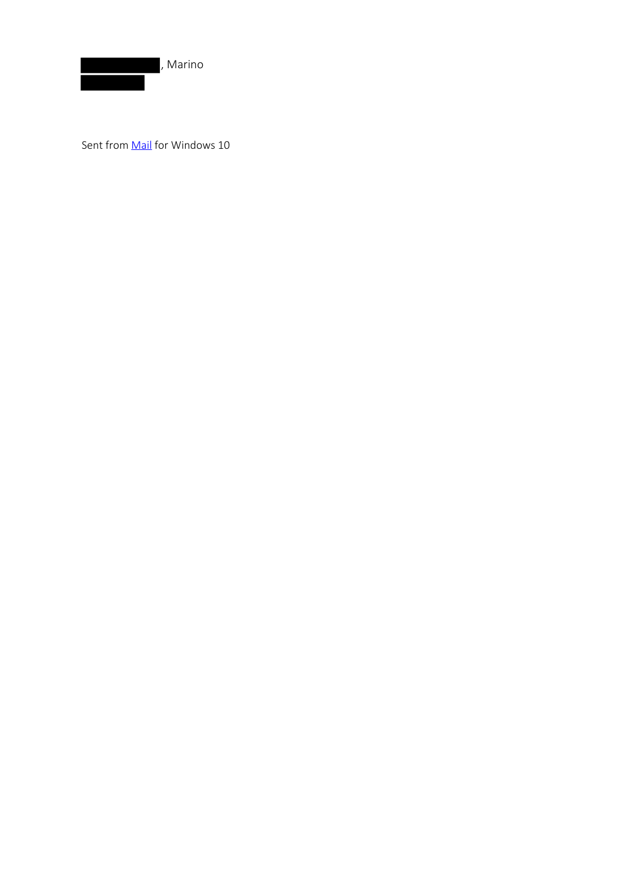██████████, Marino
████████

Sent from [Mail](#) for Windows 10